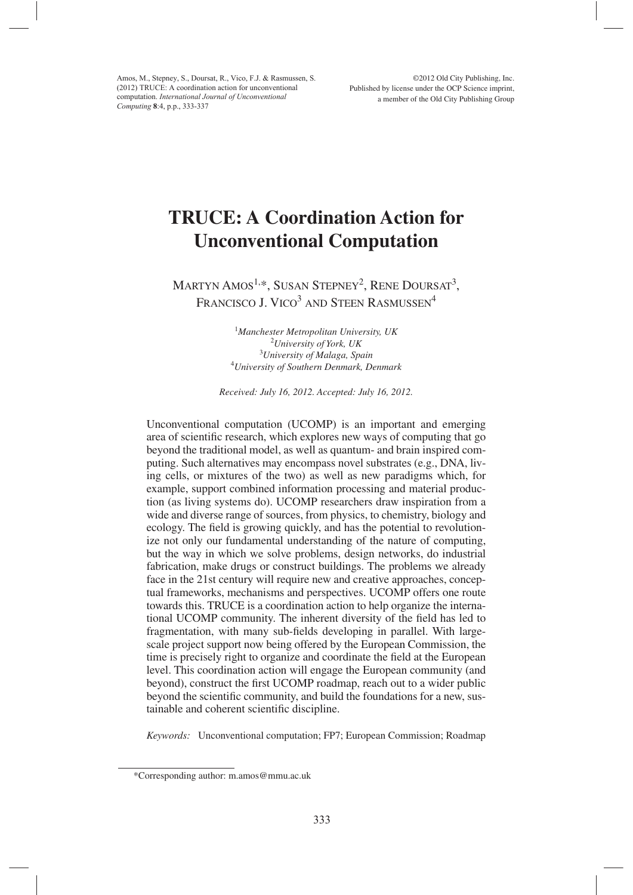Amos, M., Stepney, S., Doursat, R., Vico, F.J. & Rasmussen, S. (2012) TRUCE: A coordination action for unconventional computation. *International Journal of Unconventional Computing* **8**:4, p.p., 333-337

©2012 Old City Publishing, Inc.
Published by license under the OCP Science imprint,
a member of the Old City Publishing Group

# TRUCE: A Coordination Action for Unconventional Computation

Martyn Amos[1,*], Susan Stepney[2], Rene Doursat[3], Francisco J. Vico[3] and Steen Rasmussen[4]

[1]*Manchester Metropolitan University, UK*
[2]*University of York, UK*
[3]*University of Malaga, Spain*
[4]*University of Southern Denmark, Denmark*

*Received: July 16, 2012. Accepted: July 16, 2012.*

Unconventional computation (UCOMP) is an important and emerging area of scientific research, which explores new ways of computing that go beyond the traditional model, as well as quantum- and brain inspired computing. Such alternatives may encompass novel substrates (e.g., DNA, living cells, or mixtures of the two) as well as new paradigms which, for example, support combined information processing and material production (as living systems do). UCOMP researchers draw inspiration from a wide and diverse range of sources, from physics, to chemistry, biology and ecology. The field is growing quickly, and has the potential to revolutionize not only our fundamental understanding of the nature of computing, but the way in which we solve problems, design networks, do industrial fabrication, make drugs or construct buildings. The problems we already face in the 21st century will require new and creative approaches, conceptual frameworks, mechanisms and perspectives. UCOMP offers one route towards this. TRUCE is a coordination action to help organize the international UCOMP community. The inherent diversity of the field has led to fragmentation, with many sub-fields developing in parallel. With large-scale project support now being offered by the European Commission, the time is precisely right to organize and coordinate the field at the European level. This coordination action will engage the European community (and beyond), construct the first UCOMP roadmap, reach out to a wider public beyond the scientific community, and build the foundations for a new, sustainable and coherent scientific discipline.

*Keywords:* Unconventional computation; FP7; European Commission; Roadmap

*Corresponding author: m.amos@mmu.ac.uk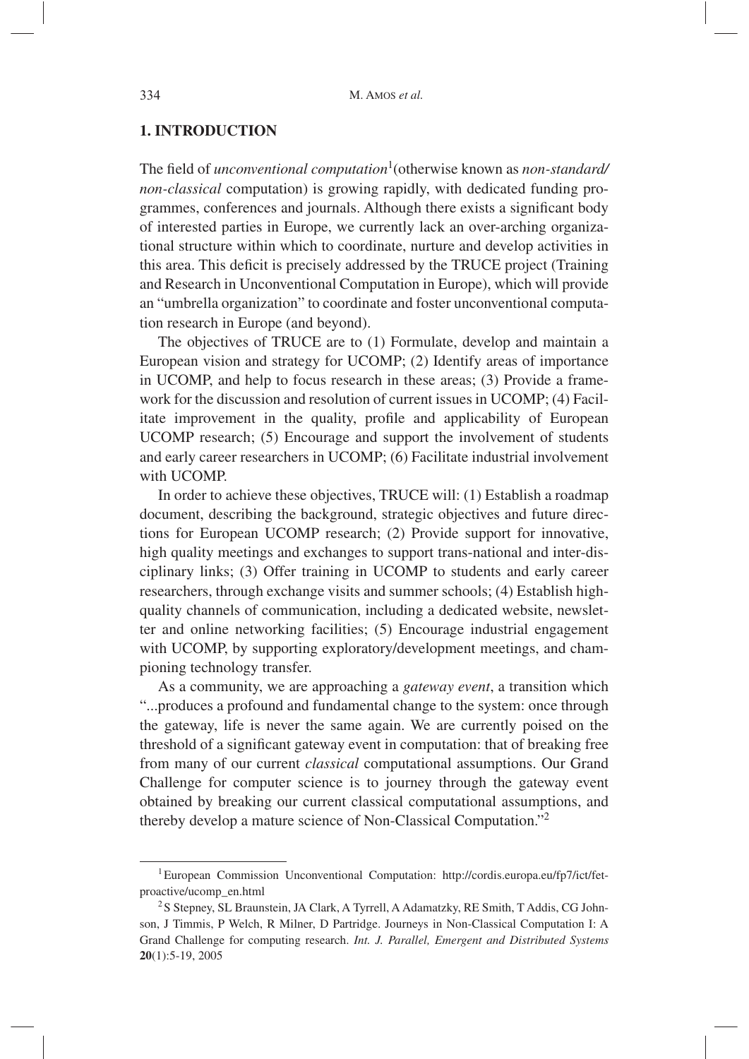## 1. INTRODUCTION

The field of *unconventional computation*[1](otherwise known as *non-standard/non-classical* computation) is growing rapidly, with dedicated funding programmes, conferences and journals. Although there exists a significant body of interested parties in Europe, we currently lack an over-arching organizational structure within which to coordinate, nurture and develop activities in this area. This deficit is precisely addressed by the TRUCE project (Training and Research in Unconventional Computation in Europe), which will provide an "umbrella organization" to coordinate and foster unconventional computation research in Europe (and beyond).

The objectives of TRUCE are to (1) Formulate, develop and maintain a European vision and strategy for UCOMP; (2) Identify areas of importance in UCOMP, and help to focus research in these areas; (3) Provide a framework for the discussion and resolution of current issues in UCOMP; (4) Facilitate improvement in the quality, profile and applicability of European UCOMP research; (5) Encourage and support the involvement of students and early career researchers in UCOMP; (6) Facilitate industrial involvement with UCOMP.

In order to achieve these objectives, TRUCE will: (1) Establish a roadmap document, describing the background, strategic objectives and future directions for European UCOMP research; (2) Provide support for innovative, high quality meetings and exchanges to support trans-national and inter-disciplinary links; (3) Offer training in UCOMP to students and early career researchers, through exchange visits and summer schools; (4) Establish high-quality channels of communication, including a dedicated website, newsletter and online networking facilities; (5) Encourage industrial engagement with UCOMP, by supporting exploratory/development meetings, and championing technology transfer.

As a community, we are approaching a *gateway event*, a transition which "...produces a profound and fundamental change to the system: once through the gateway, life is never the same again. We are currently poised on the threshold of a significant gateway event in computation: that of breaking free from many of our current *classical* computational assumptions. Our Grand Challenge for computer science is to journey through the gateway event obtained by breaking our current classical computational assumptions, and thereby develop a mature science of Non-Classical Computation."[2]

---

[1] European Commission Unconventional Computation: http://cordis.europa.eu/fp7/ict/fet-proactive/ucomp_en.html

[2] S Stepney, SL Braunstein, JA Clark, A Tyrrell, A Adamatzky, RE Smith, T Addis, CG Johnson, J Timmis, P Welch, R Milner, D Partridge. Journeys in Non-Classical Computation I: A Grand Challenge for computing research. *Int. J. Parallel, Emergent and Distributed Systems* **20**(1):5-19, 2005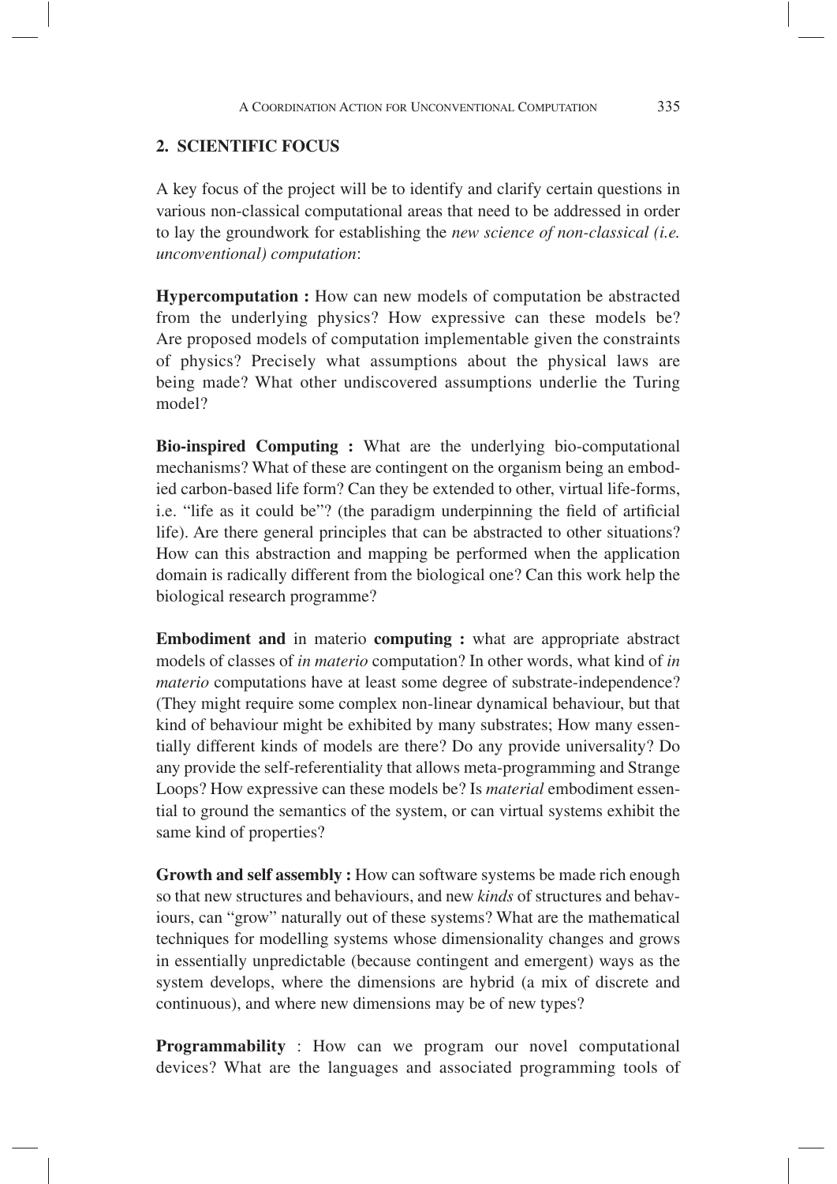## 2. SCIENTIFIC FOCUS

A key focus of the project will be to identify and clarify certain questions in various non-classical computational areas that need to be addressed in order to lay the groundwork for establishing the *new science of non-classical (i.e. unconventional) computation*:

**Hypercomputation :** How can new models of computation be abstracted from the underlying physics? How expressive can these models be? Are proposed models of computation implementable given the constraints of physics? Precisely what assumptions about the physical laws are being made? What other undiscovered assumptions underlie the Turing model?

**Bio-inspired Computing :** What are the underlying bio-computational mechanisms? What of these are contingent on the organism being an embodied carbon-based life form? Can they be extended to other, virtual life-forms, i.e. "life as it could be"? (the paradigm underpinning the field of artificial life). Are there general principles that can be abstracted to other situations? How can this abstraction and mapping be performed when the application domain is radically different from the biological one? Can this work help the biological research programme?

**Embodiment and** in materio **computing :** what are appropriate abstract models of classes of *in materio* computation? In other words, what kind of *in materio* computations have at least some degree of substrate-independence? (They might require some complex non-linear dynamical behaviour, but that kind of behaviour might be exhibited by many substrates; How many essentially different kinds of models are there? Do any provide universality? Do any provide the self-referentiality that allows meta-programming and Strange Loops? How expressive can these models be? Is *material* embodiment essential to ground the semantics of the system, or can virtual systems exhibit the same kind of properties?

**Growth and self assembly :** How can software systems be made rich enough so that new structures and behaviours, and new *kinds* of structures and behaviours, can "grow" naturally out of these systems? What are the mathematical techniques for modelling systems whose dimensionality changes and grows in essentially unpredictable (because contingent and emergent) ways as the system develops, where the dimensions are hybrid (a mix of discrete and continuous), and where new dimensions may be of new types?

**Programmability** : How can we program our novel computational devices? What are the languages and associated programming tools of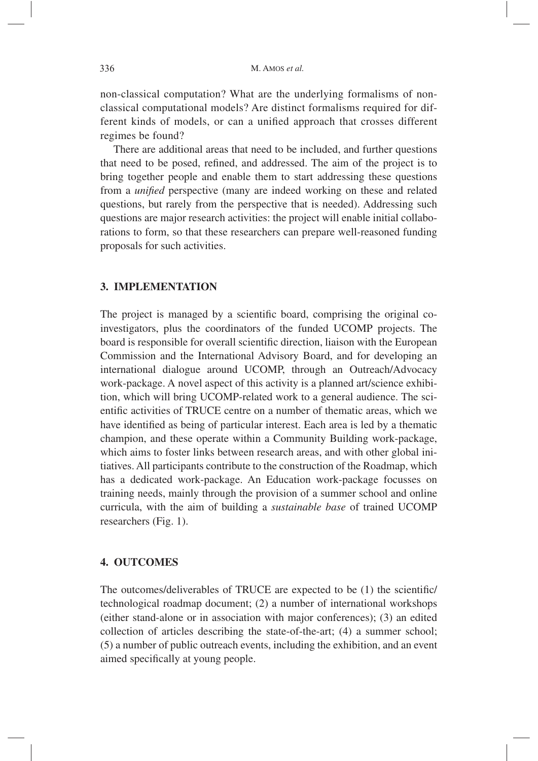non-classical computation? What are the underlying formalisms of non-classical computational models? Are distinct formalisms required for different kinds of models, or can a unified approach that crosses different regimes be found?

There are additional areas that need to be included, and further questions that need to be posed, refined, and addressed. The aim of the project is to bring together people and enable them to start addressing these questions from a *unified* perspective (many are indeed working on these and related questions, but rarely from the perspective that is needed). Addressing such questions are major research activities: the project will enable initial collaborations to form, so that these researchers can prepare well-reasoned funding proposals for such activities.

## 3. IMPLEMENTATION

The project is managed by a scientific board, comprising the original co-investigators, plus the coordinators of the funded UCOMP projects. The board is responsible for overall scientific direction, liaison with the European Commission and the International Advisory Board, and for developing an international dialogue around UCOMP, through an Outreach/Advocacy work-package. A novel aspect of this activity is a planned art/science exhibition, which will bring UCOMP-related work to a general audience. The scientific activities of TRUCE centre on a number of thematic areas, which we have identified as being of particular interest. Each area is led by a thematic champion, and these operate within a Community Building work-package, which aims to foster links between research areas, and with other global initiatives. All participants contribute to the construction of the Roadmap, which has a dedicated work-package. An Education work-package focusses on training needs, mainly through the provision of a summer school and online curricula, with the aim of building a *sustainable base* of trained UCOMP researchers (Fig. 1).

## 4. OUTCOMES

The outcomes/deliverables of TRUCE are expected to be (1) the scientific/technological roadmap document; (2) a number of international workshops (either stand-alone or in association with major conferences); (3) an edited collection of articles describing the state-of-the-art; (4) a summer school; (5) a number of public outreach events, including the exhibition, and an event aimed specifically at young people.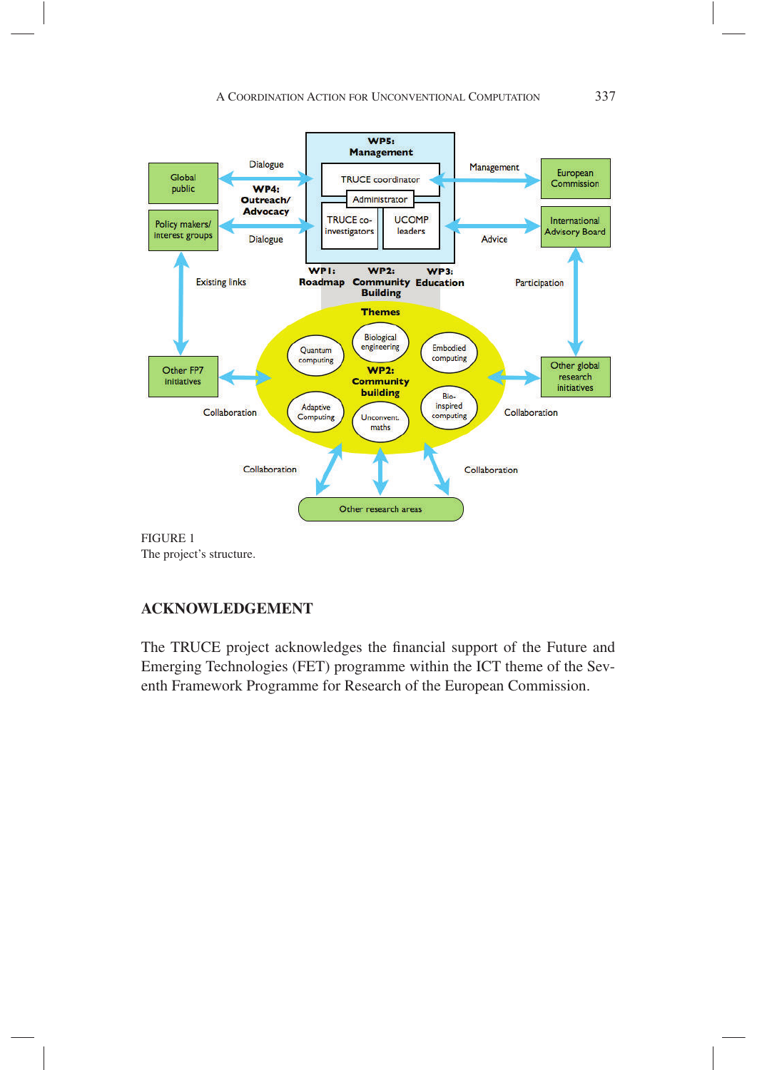Global public

Policy makers/ interest groups

Dialogue

WP4: Outreach/ Advocacy

Dialogue

WP5: Management

TRUCE coordinator

Administrator

TRUCE co-investigators

UCOMP leaders

Management

European Commission

International Advisory Board

Advice

Existing links

WP1: Roadmap

WP2: Community Building

WP3: Education

Participation

Themes

Quantum computing

Biological engineering

Embodied computing

WP2: Community building

Adaptive Computing

Unconvent. maths

Bio-inspired computing

Other FP7 initiatives

Other global research initiatives

Collaboration

Collaboration

Collaboration

Collaboration

Other research areas

FIGURE 1
The project's structure.

## ACKNOWLEDGEMENT

The TRUCE project acknowledges the financial support of the Future and Emerging Technologies (FET) programme within the ICT theme of the Seventh Framework Programme for Research of the European Commission.